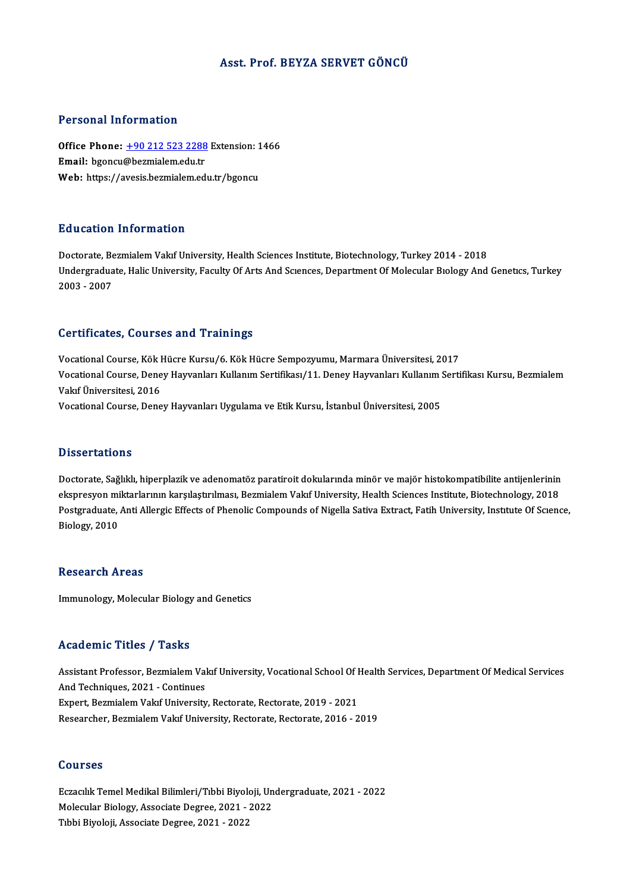# Asst. Prof. BEYZA SERVET GÖNCÜ

## Personal Information

**Office Phone:** +90 212 523 2288 Extension: 1466
**Email:** bgoncu@bezmialem.edu.tr
**Web:** https://avesis.bezmialem.edu.tr/bgoncu

## Education Information

Doctorate, Bezmialem Vakıf University, Health Sciences Institute, Biotechnology, Turkey 2014 - 2018
Undergraduate, Halic University, Faculty Of Arts And Scıences, Department Of Molecular Bıology And Genetıcs, Turkey 2003 - 2007

## Certificates, Courses and Trainings

Vocational Course, Kök Hücre Kursu/6. Kök Hücre Sempozyumu, Marmara Üniversitesi, 2017
Vocational Course, Deney Hayvanları Kullanım Sertifikası/11. Deney Hayvanları Kullanım Sertifikası Kursu, Bezmialem Vakıf Üniversitesi, 2016
Vocational Course, Deney Hayvanları Uygulama ve Etik Kursu, İstanbul Üniversitesi, 2005

## Dissertations

Doctorate, Sağlıklı, hiperplazik ve adenomatöz paratiroit dokularında minör ve majör histokompatibilite antijenlerinin ekspresyon miktarlarının karşılaştırılması, Bezmialem Vakıf University, Health Sciences Institute, Biotechnology, 2018
Postgraduate, Anti Allergic Effects of Phenolic Compounds of Nigella Sativa Extract, Fatih University, Instıtute Of Scıence, Biology, 2010

## Research Areas

Immunology, Molecular Biology and Genetics

## Academic Titles / Tasks

Assistant Professor, Bezmialem Vakıf University, Vocational School Of Health Services, Department Of Medical Services And Techniques, 2021 - Continues
Expert, Bezmialem Vakıf University, Rectorate, Rectorate, 2019 - 2021
Researcher, Bezmialem Vakıf University, Rectorate, Rectorate, 2016 - 2019

## Courses

Eczacılık Temel Medikal Bilimleri/Tıbbi Biyoloji, Undergraduate, 2021 - 2022
Molecular Biology, Associate Degree, 2021 - 2022
Tıbbi Biyoloji, Associate Degree, 2021 - 2022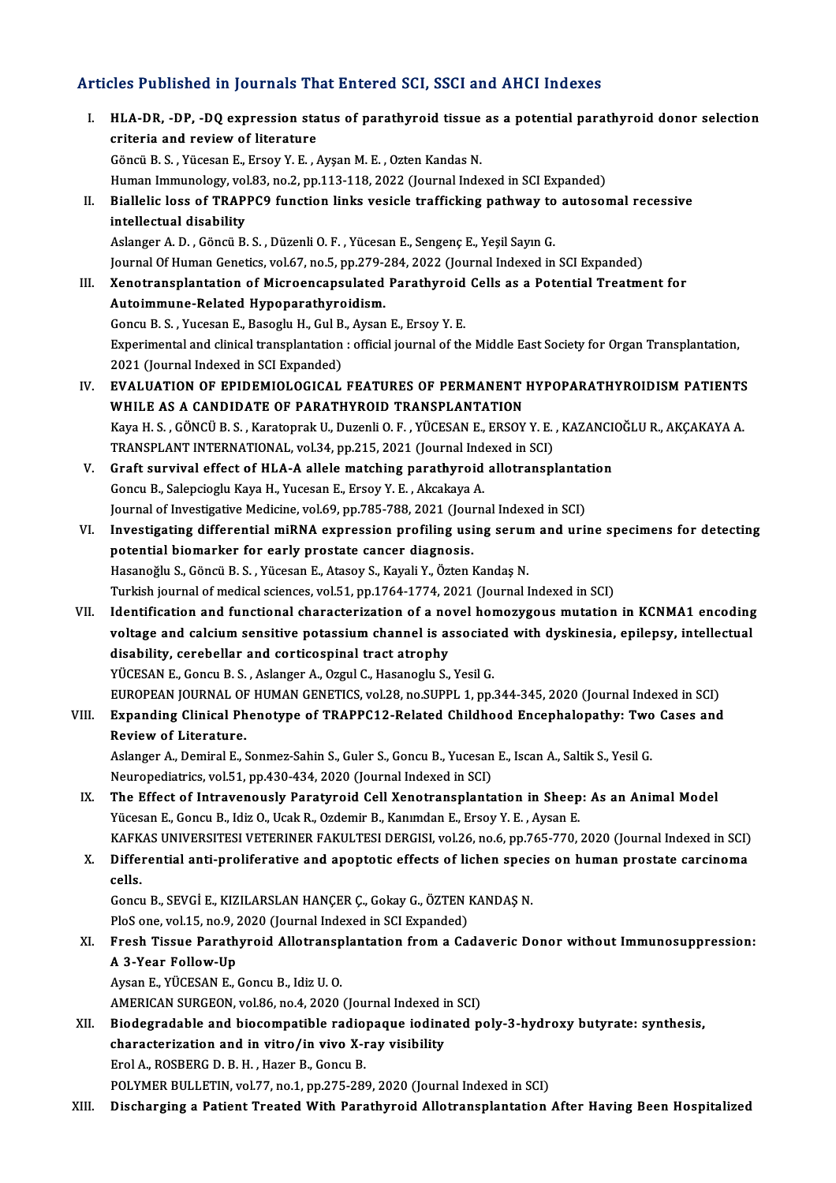## Articles Published in Journals That Entered SCI, SSCI and AHCI Indexes

I. **HLA-DR, -DP, -DQ expression status of parathyroid tissue as a potential parathyroid donor selection criteria and review of literature**
Göncü B. S. , Yücesan E., Ersoy Y. E. , Ayşan M. E. , Ozten Kandas N.
Human Immunology, vol.83, no.2, pp.113-118, 2022 (Journal Indexed in SCI Expanded)

II. **Biallelic loss of TRAPPC9 function links vesicle trafficking pathway to autosomal recessive intellectual disability**
Aslanger A. D. , Göncü B. S. , Düzenli O. F. , Yücesan E., Sengenç E., Yeşil Sayın G.
Journal Of Human Genetics, vol.67, no.5, pp.279-284, 2022 (Journal Indexed in SCI Expanded)

III. **Xenotransplantation of Microencapsulated Parathyroid Cells as a Potential Treatment for Autoimmune-Related Hypoparathyroidism.**
Goncu B. S. , Yucesan E., Basoglu H., Gul B., Aysan E., Ersoy Y. E.
Experimental and clinical transplantation : official journal of the Middle East Society for Organ Transplantation, 2021 (Journal Indexed in SCI Expanded)

IV. **EVALUATION OF EPIDEMIOLOGICAL FEATURES OF PERMANENT HYPOPARATHYROIDISM PATIENTS WHILE AS A CANDIDATE OF PARATHYROID TRANSPLANTATION**
Kaya H. S. , GÖNCÜ B. S. , Karatoprak U., Duzenli O. F. , YÜCESAN E., ERSOY Y. E. , KAZANCIOĞLU R., AKÇAKAYA A.
TRANSPLANT INTERNATIONAL, vol.34, pp.215, 2021 (Journal Indexed in SCI)

V. **Graft survival effect of HLA-A allele matching parathyroid allotransplantation**
Goncu B., Salepcioglu Kaya H., Yucesan E., Ersoy Y. E. , Akcakaya A.
Journal of Investigative Medicine, vol.69, pp.785-788, 2021 (Journal Indexed in SCI)

VI. **Investigating differential miRNA expression profiling using serum and urine specimens for detecting potential biomarker for early prostate cancer diagnosis.**
Hasanoğlu S., Göncü B. S. , Yücesan E., Atasoy S., Kayali Y., Özten Kandaş N.
Turkish journal of medical sciences, vol.51, pp.1764-1774, 2021 (Journal Indexed in SCI)

VII. **Identification and functional characterization of a novel homozygous mutation in KCNMA1 encoding voltage and calcium sensitive potassium channel is associated with dyskinesia, epilepsy, intellectual disability, cerebellar and corticospinal tract atrophy**
YÜCESAN E., Goncu B. S. , Aslanger A., Ozgul C., Hasanoglu S., Yesil G.
EUROPEAN JOURNAL OF HUMAN GENETICS, vol.28, no.SUPPL 1, pp.344-345, 2020 (Journal Indexed in SCI)

VIII. **Expanding Clinical Phenotype of TRAPPC12-Related Childhood Encephalopathy: Two Cases and Review of Literature.**
Aslanger A., Demiral E., Sonmez-Sahin S., Guler S., Goncu B., Yucesan E., Iscan A., Saltik S., Yesil G.
Neuropediatrics, vol.51, pp.430-434, 2020 (Journal Indexed in SCI)

IX. **The Effect of Intravenously Paratyroid Cell Xenotransplantation in Sheep: As an Animal Model**
Yücesan E., Goncu B., Idiz O., Ucak R., Ozdemir B., Kanımdan E., Ersoy Y. E. , Aysan E.
KAFKAS UNIVERSITESI VETERINER FAKULTESI DERGISI, vol.26, no.6, pp.765-770, 2020 (Journal Indexed in SCI)

X. **Differential anti-proliferative and apoptotic effects of lichen species on human prostate carcinoma cells.**
Goncu B., SEVGİ E., KIZILARSLAN HANÇER Ç., Gokay G., ÖZTEN KANDAŞ N.
PloS one, vol.15, no.9, 2020 (Journal Indexed in SCI Expanded)

XI. **Fresh Tissue Parathyroid Allotransplantation from a Cadaveric Donor without Immunosuppression: A 3-Year Follow-Up**
Aysan E., YÜCESAN E., Goncu B., Idiz U. O.
AMERICAN SURGEON, vol.86, no.4, 2020 (Journal Indexed in SCI)

XII. **Biodegradable and biocompatible radiopaque iodinated poly-3-hydroxy butyrate: synthesis, characterization and in vitro/in vivo X-ray visibility**
Erol A., ROSBERG D. B. H. , Hazer B., Goncu B.
POLYMER BULLETIN, vol.77, no.1, pp.275-289, 2020 (Journal Indexed in SCI)

XIII. **Discharging a Patient Treated With Parathyroid Allotransplantation After Having Been Hospitalized**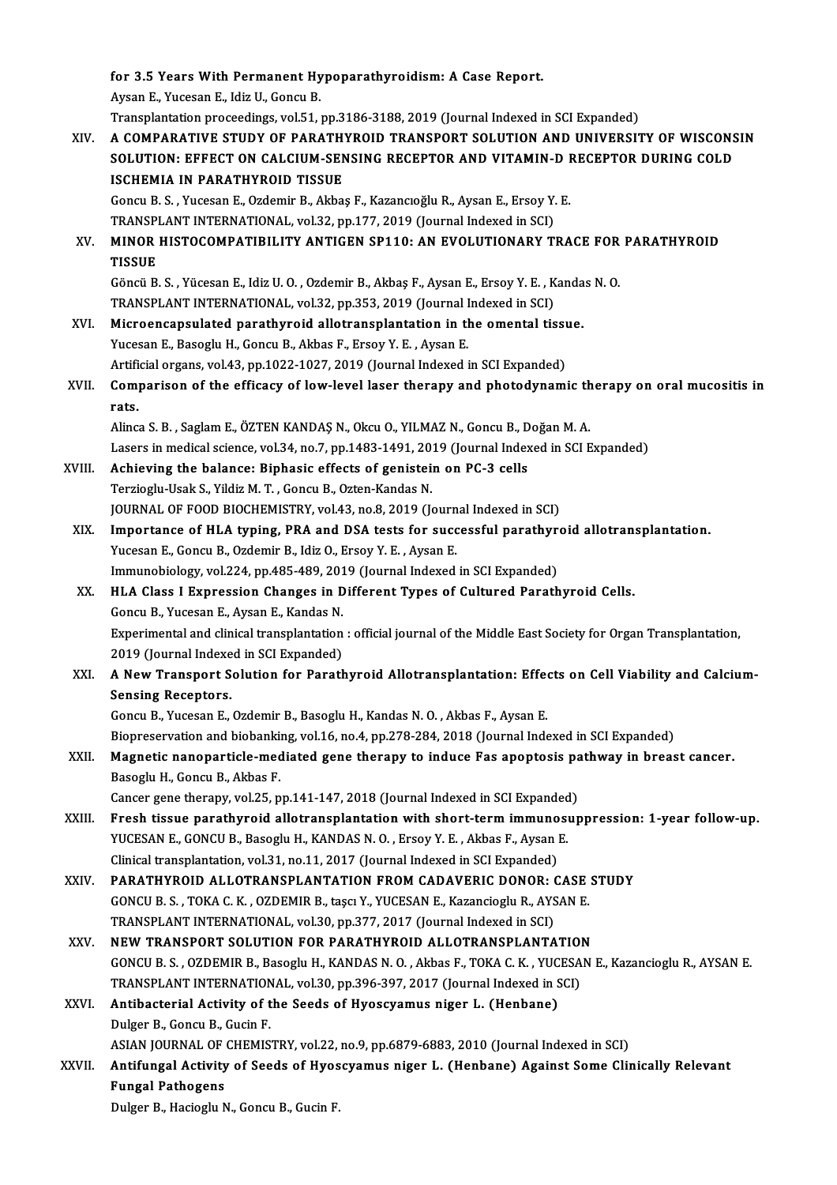for 3.5 Years With Permanent Hypoparathyroidism: A Case Report.
Aysan E., Yucesan E., Idiz U., Goncu B.
Transplantation proceedings, vol.51, pp.3186-3188, 2019 (Journal Indexed in SCI Expanded)

XIV. **A COMPARATIVE STUDY OF PARATHYROID TRANSPORT SOLUTION AND UNIVERSITY OF WISCONSIN SOLUTION: EFFECT ON CALCIUM-SENSING RECEPTOR AND VITAMIN-D RECEPTOR DURING COLD ISCHEMIA IN PARATHYROID TISSUE**
Goncu B. S. , Yucesan E., Ozdemir B., Akbaş F., Kazancıoğlu R., Aysan E., Ersoy Y. E.
TRANSPLANT INTERNATIONAL, vol.32, pp.177, 2019 (Journal Indexed in SCI)

XV. **MINOR HISTOCOMPATIBILITY ANTIGEN SP110: AN EVOLUTIONARY TRACE FOR PARATHYROID TISSUE**
Göncü B. S. , Yücesan E., Idiz U. O. , Ozdemir B., Akbaş F., Aysan E., Ersoy Y. E. , Kandas N. O.
TRANSPLANT INTERNATIONAL, vol.32, pp.353, 2019 (Journal Indexed in SCI)

XVI. **Microencapsulated parathyroid allotransplantation in the omental tissue.**
Yucesan E., Basoglu H., Goncu B., Akbas F., Ersoy Y. E. , Aysan E.
Artificial organs, vol.43, pp.1022-1027, 2019 (Journal Indexed in SCI Expanded)

XVII. **Comparison of the efficacy of low-level laser therapy and photodynamic therapy on oral mucositis in rats.**
Alinca S. B. , Saglam E., ÖZTEN KANDAŞ N., Okcu O., YILMAZ N., Goncu B., Doğan M. A.
Lasers in medical science, vol.34, no.7, pp.1483-1491, 2019 (Journal Indexed in SCI Expanded)

XVIII. **Achieving the balance: Biphasic effects of genistein on PC-3 cells**
Terzioglu-Usak S., Yildiz M. T. , Goncu B., Ozten-Kandas N.
JOURNAL OF FOOD BIOCHEMISTRY, vol.43, no.8, 2019 (Journal Indexed in SCI)

XIX. **Importance of HLA typing, PRA and DSA tests for successful parathyroid allotransplantation.**
Yucesan E., Goncu B., Ozdemir B., Idiz O., Ersoy Y. E. , Aysan E.
Immunobiology, vol.224, pp.485-489, 2019 (Journal Indexed in SCI Expanded)

XX. **HLA Class I Expression Changes in Different Types of Cultured Parathyroid Cells.**
Goncu B., Yucesan E., Aysan E., Kandas N.
Experimental and clinical transplantation : official journal of the Middle East Society for Organ Transplantation, 2019 (Journal Indexed in SCI Expanded)

XXI. **A New Transport Solution for Parathyroid Allotransplantation: Effects on Cell Viability and Calcium-Sensing Receptors.**
Goncu B., Yucesan E., Ozdemir B., Basoglu H., Kandas N. O. , Akbas F., Aysan E.
Biopreservation and biobanking, vol.16, no.4, pp.278-284, 2018 (Journal Indexed in SCI Expanded)

XXII. **Magnetic nanoparticle-mediated gene therapy to induce Fas apoptosis pathway in breast cancer.**
Basoglu H., Goncu B., Akbas F.
Cancer gene therapy, vol.25, pp.141-147, 2018 (Journal Indexed in SCI Expanded)

XXIII. **Fresh tissue parathyroid allotransplantation with short-term immunosuppression: 1-year follow-up.**
YUCESAN E., GONCU B., Basoglu H., KANDAS N. O. , Ersoy Y. E. , Akbas F., Aysan E.
Clinical transplantation, vol.31, no.11, 2017 (Journal Indexed in SCI Expanded)

XXIV. **PARATHYROID ALLOTRANSPLANTATION FROM CADAVERIC DONOR: CASE STUDY**
GONCU B. S. , TOKA C. K. , OZDEMIR B., taşcı Y., YUCESAN E., Kazancioglu R., AYSAN E.
TRANSPLANT INTERNATIONAL, vol.30, pp.377, 2017 (Journal Indexed in SCI)

XXV. **NEW TRANSPORT SOLUTION FOR PARATHYROID ALLOTRANSPLANTATION**
GONCU B. S. , OZDEMIR B., Basoglu H., KANDAS N. O. , Akbas F., TOKA C. K. , YUCESAN E., Kazancioglu R., AYSAN E.
TRANSPLANT INTERNATIONAL, vol.30, pp.396-397, 2017 (Journal Indexed in SCI)

XXVI. **Antibacterial Activity of the Seeds of Hyoscyamus niger L. (Henbane)**
Dulger B., Goncu B., Gucin F.
ASIAN JOURNAL OF CHEMISTRY, vol.22, no.9, pp.6879-6883, 2010 (Journal Indexed in SCI)

XXVII. **Antifungal Activity of Seeds of Hyoscyamus niger L. (Henbane) Against Some Clinically Relevant Fungal Pathogens**
Dulger B., Hacioglu N., Goncu B., Gucin F.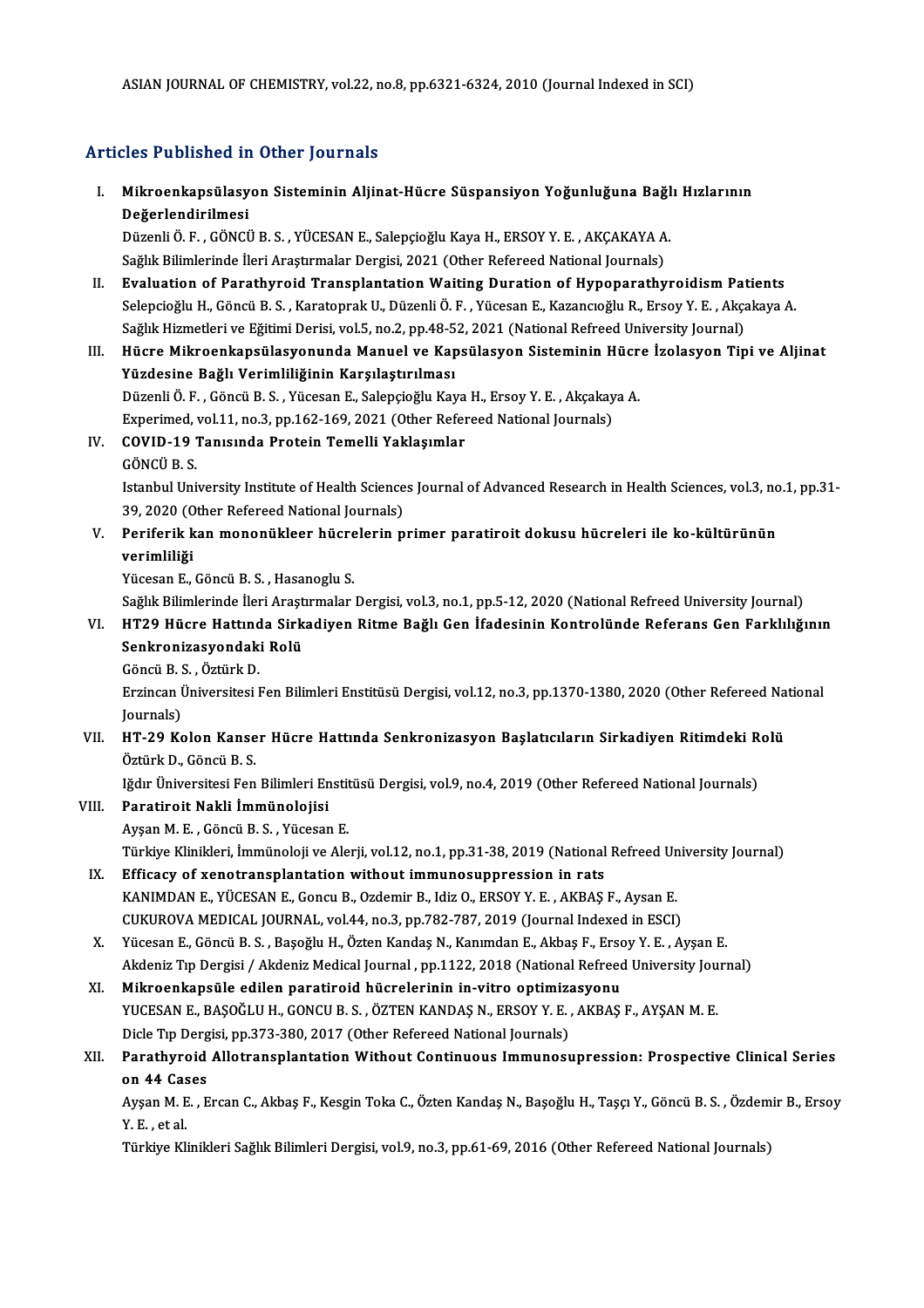ASIAN JOURNAL OF CHEMISTRY, vol.22, no.8, pp.6321-6324, 2010 (Journal Indexed in SCI)

## Articles Published in Other Journals

I. **Mikroenkapsülasyon Sisteminin Aljinat-Hücre Süspansiyon Yoğunluğuna Bağlı Hızlarının Değerlendirilmesi**
   Düzenli Ö. F. , GÖNCÜ B. S. , YÜCESAN E., Salepçioğlu Kaya H., ERSOY Y. E. , AKÇAKAYA A.
   Sağlık Bilimlerinde İleri Araştırmalar Dergisi, 2021 (Other Refereed National Journals)
II. **Evaluation of Parathyroid Transplantation Waiting Duration of Hypoparathyroidism Patients**
   Selepcioğlu H., Göncü B. S. , Karatoprak U., Düzenli Ö. F. , Yücesan E., Kazancıoğlu R., Ersoy Y. E. , Akçakaya A.
   Sağlık Hizmetleri ve Eğitimi Derisi, vol.5, no.2, pp.48-52, 2021 (National Refreed University Journal)
III. **Hücre Mikroenkapsülasyonunda Manuel ve Kapsülasyon Sisteminin Hücre İzolasyon Tipi ve Aljinat Yüzdesine Bağlı Verimliliğinin Karşılaştırılması**
   Düzenli Ö. F. , Göncü B. S. , Yücesan E., Salepçioğlu Kaya H., Ersoy Y. E. , Akçakaya A.
   Experimed, vol.11, no.3, pp.162-169, 2021 (Other Refereed National Journals)
IV. **COVID-19 Tanısında Protein Temelli Yaklaşımlar**
   GÖNCÜ B. S.
   Istanbul University Institute of Health Sciences Journal of Advanced Research in Health Sciences, vol.3, no.1, pp.31-39, 2020 (Other Refereed National Journals)
V. **Periferik kan mononükleer hücrelerin primer paratiroit dokusu hücreleri ile ko-kültürünün verimliliği**
   Yücesan E., Göncü B. S. , Hasanoglu S.
   Sağlık Bilimlerinde İleri Araştırmalar Dergisi, vol.3, no.1, pp.5-12, 2020 (National Refreed University Journal)
VI. **HT29 Hücre Hattında Sirkadiyen Ritme Bağlı Gen İfadesinin Kontrolünde Referans Gen Farklılığının Senkronizasyondaki Rolü**
   Göncü B. S. , Öztürk D.
   Erzincan Üniversitesi Fen Bilimleri Enstitüsü Dergisi, vol.12, no.3, pp.1370-1380, 2020 (Other Refereed National Journals)
VII. **HT-29 Kolon Kanser Hücre Hattında Senkronizasyon Başlatıcıların Sirkadiyen Ritimdeki Rolü**
   Öztürk D., Göncü B. S.
   Iğdır Üniversitesi Fen Bilimleri Enstitüsü Dergisi, vol.9, no.4, 2019 (Other Refereed National Journals)
VIII. **Paratiroit Nakli İmmünolojisi**
   Ayşan M. E. , Göncü B. S. , Yücesan E.
   Türkiye Klinikleri, İmmünoloji ve Alerji, vol.12, no.1, pp.31-38, 2019 (National Refreed University Journal)
IX. **Efficacy of xenotransplantation without immunosuppression in rats**
   KANIMDAN E., YÜCESAN E., Goncu B., Ozdemir B., Idiz O., ERSOY Y. E. , AKBAŞ F., Aysan E.
   CUKUROVA MEDICAL JOURNAL, vol.44, no.3, pp.782-787, 2019 (Journal Indexed in ESCI)
X. Yücesan E., Göncü B. S. , Başoğlu H., Özten Kandaş N., Kanımdan E., Akbaş F., Ersoy Y. E. , Ayşan E.
   Akdeniz Tıp Dergisi / Akdeniz Medical Journal , pp.1122, 2018 (National Refreed University Journal)
XI. **Mikroenkapsüle edilen paratiroid hücrelerinin in-vitro optimizasyonu**
   YUCESAN E., BAŞOĞLU H., GONCU B. S. , ÖZTEN KANDAŞ N., ERSOY Y. E. , AKBAŞ F., AYŞAN M. E.
   Dicle Tıp Dergisi, pp.373-380, 2017 (Other Refereed National Journals)
XII. **Parathyroid Allotransplantation Without Continuous Immunosupression: Prospective Clinical Series on 44 Cases**
   Ayşan M. E. , Ercan C., Akbaş F., Kesgin Toka C., Özten Kandaş N., Başoğlu H., Taşçı Y., Göncü B. S. , Özdemir B., Ersoy Y. E. , et al.
   Türkiye Klinikleri Sağlık Bilimleri Dergisi, vol.9, no.3, pp.61-69, 2016 (Other Refereed National Journals)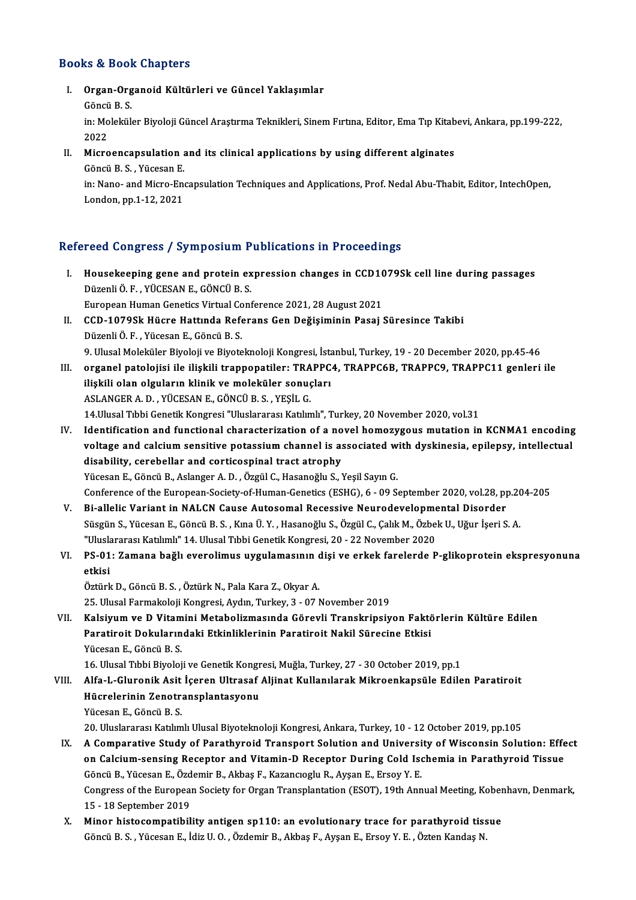## Books & Book Chapters

I. **Organ-Organoid Kültürleri ve Güncel Yaklaşımlar**
   Göncü B. S.
   in: Moleküler Biyoloji Güncel Araştırma Teknikleri, Sinem Fırtına, Editor, Ema Tıp Kitabevi, Ankara, pp.199-222, 2022

II. **Microencapsulation and its clinical applications by using different alginates**
   Göncü B. S. , Yücesan E.
   in: Nano- and Micro-Encapsulation Techniques and Applications, Prof. Nedal Abu-Thabit, Editor, IntechOpen, London, pp.1-12, 2021

## Refereed Congress / Symposium Publications in Proceedings

I. **Housekeeping gene and protein expression changes in CCD1079Sk cell line during passages**
   Düzenli Ö. F. , YÜCESAN E., GÖNCÜ B. S.
   European Human Genetics Virtual Conference 2021, 28 August 2021

II. **CCD-1079Sk Hücre Hattında Referans Gen Değişiminin Pasaj Süresince Takibi**
   Düzenli Ö. F. , Yücesan E., Göncü B. S.
   9. Ulusal Moleküler Biyoloji ve Biyoteknoloji Kongresi, İstanbul, Turkey, 19 - 20 December 2020, pp.45-46

III. **organel patolojisi ile ilişkili trappopatiler: TRAPPC4, TRAPPC6B, TRAPPC9, TRAPPC11 genleri ile ilişkili olan olguların klinik ve moleküler sonuçları**
   ASLANGER A. D. , YÜCESAN E., GÖNCÜ B. S. , YEŞİL G.
   14.Ulusal Tıbbi Genetik Kongresi "Uluslararası Katılımlı", Turkey, 20 November 2020, vol.31

IV. **Identification and functional characterization of a novel homozygous mutation in KCNMA1 encoding voltage and calcium sensitive potassium channel is associated with dyskinesia, epilepsy, intellectual disability, cerebellar and corticospinal tract atrophy**
   Yücesan E., Göncü B., Aslanger A. D. , Özgül C., Hasanoğlu S., Yeşil Sayın G.
   Conference of the European-Society-of-Human-Genetics (ESHG), 6 - 09 September 2020, vol.28, pp.204-205

V. **Bi-allelic Variant in NALCN Cause Autosomal Recessive Neurodevelopmental Disorder**
   Süsgün S., Yücesan E., Göncü B. S. , Kına Ü. Y. , Hasanoğlu S., Özgül C., Çalık M., Özbek U., Uğur İşeri S. A.
   "Uluslararası Katılımlı" 14. Ulusal Tıbbi Genetik Kongresi, 20 - 22 November 2020

VI. **PS-01: Zamana bağlı everolimus uygulamasının dişi ve erkek farelerde P-glikoprotein ekspresyonuna etkisi**
   Öztürk D., Göncü B. S. , Öztürk N., Pala Kara Z., Okyar A.
   25. Ulusal Farmakoloji Kongresi, Aydın, Turkey, 3 - 07 November 2019

VII. **Kalsiyum ve D Vitamini Metabolizmasında Görevli Transkripsiyon Faktörlerin Kültüre Edilen Paratiroit Dokularındaki Etkinliklerinin Paratiroit Nakil Sürecine Etkisi**
   Yücesan E., Göncü B. S.
   16. Ulusal Tıbbi Biyoloji ve Genetik Kongresi, Muğla, Turkey, 27 - 30 October 2019, pp.1

VIII. **Alfa-L-Gluronik Asit İçeren Ultrasaf Aljinat Kullanılarak Mikroenkapsüle Edilen Paratiroit Hücrelerinin Zenotransplantasyonu**
   Yücesan E., Göncü B. S.
   20. Uluslararası Katılımlı Ulusal Biyoteknoloji Kongresi, Ankara, Turkey, 10 - 12 October 2019, pp.105

IX. **A Comparative Study of Parathyroid Transport Solution and University of Wisconsin Solution: Effect on Calcium-sensing Receptor and Vitamin-D Receptor During Cold Ischemia in Parathyroid Tissue**
   Göncü B., Yücesan E., Özdemir B., Akbaş F., Kazancıoglu R., Ayşan E., Ersoy Y. E.
   Congress of the European Society for Organ Transplantation (ESOT), 19th Annual Meeting, Kobenhavn, Denmark, 15 - 18 September 2019

X. **Minor histocompatibility antigen sp110: an evolutionary trace for parathyroid tissue**
   Göncü B. S. , Yücesan E., İdiz U. O. , Özdemir B., Akbaş F., Ayşan E., Ersoy Y. E. , Özten Kandaş N.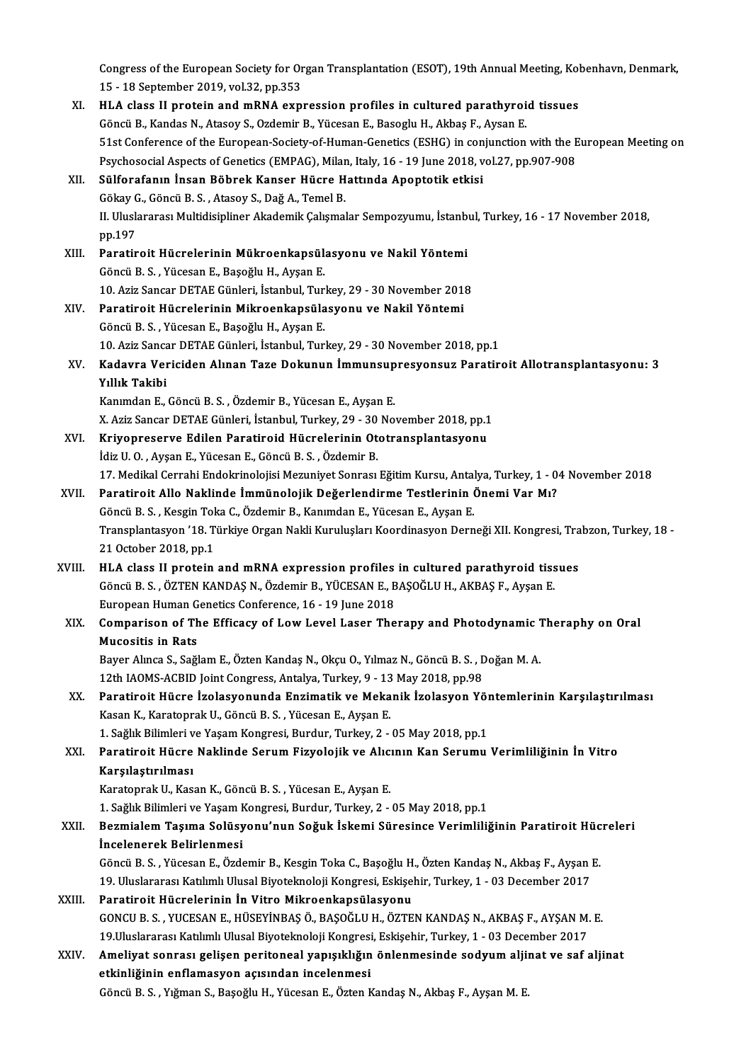Congress of the European Society for Organ Transplantation (ESOT), 19th Annual Meeting, Kobenhavn, Denmark, 15 - 18 September 2019, vol.32, pp.353

XI. **HLA class II protein and mRNA expression profiles in cultured parathyroid tissues**
Göncü B., Kandas N., Atasoy S., Ozdemir B., Yücesan E., Basoglu H., Akbaş F., Aysan E.
51st Conference of the European-Society-of-Human-Genetics (ESHG) in conjunction with the European Meeting on Psychosocial Aspects of Genetics (EMPAG), Milan, Italy, 16 - 19 June 2018, vol.27, pp.907-908

XII. **Sülforafanın İnsan Böbrek Kanser Hücre Hattında Apoptotik etkisi**
Gökay G., Göncü B. S. , Atasoy S., Dağ A., Temel B.
II. Uluslararası Multidisipliner Akademik Çalışmalar Sempozyumu, İstanbul, Turkey, 16 - 17 November 2018, pp.197

XIII. **Paratiroit Hücrelerinin Mükroenkapsülasyonu ve Nakil Yöntemi**
Göncü B. S. , Yücesan E., Başoğlu H., Ayşan E.
10. Aziz Sancar DETAE Günleri, İstanbul, Turkey, 29 - 30 November 2018

XIV. **Paratiroit Hücrelerinin Mikroenkapsülasyonu ve Nakil Yöntemi**
Göncü B. S. , Yücesan E., Başoğlu H., Ayşan E.
10. Aziz Sancar DETAE Günleri, İstanbul, Turkey, 29 - 30 November 2018, pp.1

XV. **Kadavra Vericiden Alınan Taze Dokunun İmmunsupresyonsuz Paratiroit Allotransplantasyonu: 3 Yıllık Takibi**
Kanımdan E., Göncü B. S. , Özdemir B., Yücesan E., Ayşan E.
X. Aziz Sancar DETAE Günleri, İstanbul, Turkey, 29 - 30 November 2018, pp.1

XVI. **Kriyopreserve Edilen Paratiroid Hücrelerinin Ototransplantasyonu**
İdiz U. O. , Ayşan E., Yücesan E., Göncü B. S. , Özdemir B.
17. Medikal Cerrahi Endokrinolojisi Mezuniyet Sonrası Eğitim Kursu, Antalya, Turkey, 1 - 04 November 2018

XVII. **Paratiroit Allo Naklinde İmmünolojik Değerlendirme Testlerinin Önemi Var Mı?**
Göncü B. S. , Kesgin Toka C., Özdemir B., Kanımdan E., Yücesan E., Ayşan E.
Transplantasyon '18. Türkiye Organ Nakli Kuruluşları Koordinasyon Derneği XII. Kongresi, Trabzon, Turkey, 18 - 21 October 2018, pp.1

XVIII. **HLA class II protein and mRNA expression profiles in cultured parathyroid tissues**
Göncü B. S. , ÖZTEN KANDAŞ N., Özdemir B., YÜCESAN E., BAŞOĞLU H., AKBAŞ F., Ayşan E.
European Human Genetics Conference, 16 - 19 June 2018

XIX. **Comparison of The Efficacy of Low Level Laser Therapy and Photodynamic Theraphy on Oral Mucositis in Rats**
Bayer Alınca S., Sağlam E., Özten Kandaş N., Okçu O., Yılmaz N., Göncü B. S. , Doğan M. A.
12th IAOMS-ACBID Joint Congress, Antalya, Turkey, 9 - 13 May 2018, pp.98

XX. **Paratiroit Hücre İzolasyonunda Enzimatik ve Mekanik İzolasyon Yöntemlerinin Karşılaştırılması**
Kasan K., Karatoprak U., Göncü B. S. , Yücesan E., Ayşan E.
1. Sağlık Bilimleri ve Yaşam Kongresi, Burdur, Turkey, 2 - 05 May 2018, pp.1

XXI. **Paratiroit Hücre Naklinde Serum Fizyolojik ve Alıcının Kan Serumu Verimliliğinin İn Vitro Karşılaştırılması**
Karatoprak U., Kasan K., Göncü B. S. , Yücesan E., Ayşan E.
1. Sağlık Bilimleri ve Yaşam Kongresi, Burdur, Turkey, 2 - 05 May 2018, pp.1

XXII. **Bezmialem Taşıma Solüsyonu'nun Soğuk İskemi Süresince Verimliliğinin Paratiroit Hücreleri İncelenerek Belirlenmesi**
Göncü B. S. , Yücesan E., Özdemir B., Kesgin Toka C., Başoğlu H., Özten Kandaş N., Akbaş F., Ayşan E.
19. Uluslararası Katılımlı Ulusal Biyoteknoloji Kongresi, Eskişehir, Turkey, 1 - 03 December 2017

XXIII. **Paratiroit Hücrelerinin İn Vitro Mikroenkapsülasyonu**
GONCU B. S. , YUCESAN E., HÜSEYİNBAŞ Ö., BAŞOĞLU H., ÖZTEN KANDAŞ N., AKBAŞ F., AYŞAN M. E.
19.Uluslararası Katılımlı Ulusal Biyoteknoloji Kongresi, Eskişehir, Turkey, 1 - 03 December 2017

XXIV. **Ameliyat sonrası gelişen peritoneal yapışıklığın önlenmesinde sodyum aljinat ve saf aljinat etkinliğinin enflamasyon açısından incelenmesi**
Göncü B. S. , Yığman S., Başoğlu H., Yücesan E., Özten Kandaş N., Akbaş F., Ayşan M. E.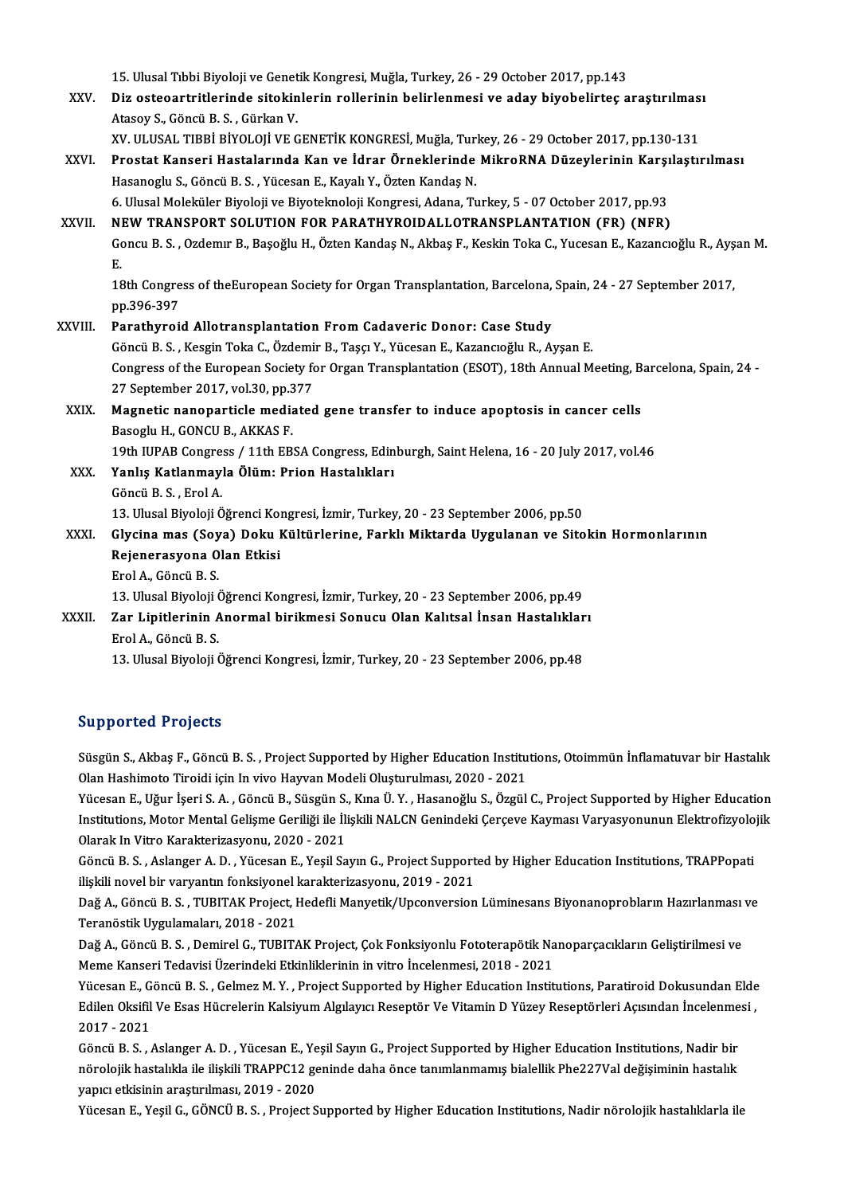15. Ulusal Tıbbi Biyoloji ve Genetik Kongresi, Muğla, Turkey, 26 - 29 October 2017, pp.143

XXV. **Diz osteoartritlerinde sitokinlerin rollerinin belirlenmesi ve aday biyobelirteç araştırılması**
Atasoy S., Göncü B. S. , Gürkan V.
XV. ULUSAL TIBBİ BİYOLOJİ VE GENETİK KONGRESİ, Muğla, Turkey, 26 - 29 October 2017, pp.130-131

XXVI. **Prostat Kanseri Hastalarında Kan ve İdrar Örneklerinde MikroRNA Düzeylerinin Karşılaştırılması**
Hasanoglu S., Göncü B. S. , Yücesan E., Kayalı Y., Özten Kandaş N.
6. Ulusal Moleküler Biyoloji ve Biyoteknoloji Kongresi, Adana, Turkey, 5 - 07 October 2017, pp.93

XXVII. **NEW TRANSPORT SOLUTION FOR PARATHYROIDALLOTRANSPLANTATION (FR) (NFR)**
Goncu B. S. , Ozdemır B., Başoğlu H., Özten Kandaş N., Akbaş F., Keskin Toka C., Yucesan E., Kazancıoğlu R., Ayşan M. E.
18th Congress of theEuropean Society for Organ Transplantation, Barcelona, Spain, 24 - 27 September 2017, pp.396-397

XXVIII. **Parathyroid Allotransplantation From Cadaveric Donor: Case Study**
Göncü B. S. , Kesgin Toka C., Özdemir B., Taşçı Y., Yücesan E., Kazancıoğlu R., Ayşan E.
Congress of the European Society for Organ Transplantation (ESOT), 18th Annual Meeting, Barcelona, Spain, 24 - 27 September 2017, vol.30, pp.377

XXIX. **Magnetic nanoparticle mediated gene transfer to induce apoptosis in cancer cells**
Basoglu H., GONCU B., AKKAS F.
19th IUPAB Congress / 11th EBSA Congress, Edinburgh, Saint Helena, 16 - 20 July 2017, vol.46

XXX. **Yanlış Katlanmayla Ölüm: Prion Hastalıkları**
Göncü B. S. , Erol A.
13. Ulusal Biyoloji Öğrenci Kongresi, İzmir, Turkey, 20 - 23 September 2006, pp.50

XXXI. **Glycina mas (Soya) Doku Kültürlerine, Farklı Miktarda Uygulanan ve Sitokin Hormonlarının Rejenerasyona Olan Etkisi**
Erol A., Göncü B. S.
13. Ulusal Biyoloji Öğrenci Kongresi, İzmir, Turkey, 20 - 23 September 2006, pp.49

XXXII. **Zar Lipitlerinin Anormal birikmesi Sonucu Olan Kalıtsal İnsan Hastalıkları**
Erol A., Göncü B. S.
13. Ulusal Biyoloji Öğrenci Kongresi, İzmir, Turkey, 20 - 23 September 2006, pp.48

## Supported Projects

Süsgün S., Akbaş F., Göncü B. S. , Project Supported by Higher Education Institutions, Otoimmün İnflamatuvar bir Hastalık Olan Hashimoto Tiroidi için In vivo Hayvan Modeli Oluşturulması, 2020 - 2021

Yücesan E., Uğur İşeri S. A. , Göncü B., Süsgün S., Kına Ü. Y. , Hasanoğlu S., Özgül C., Project Supported by Higher Education Institutions, Motor Mental Gelişme Geriliği ile İlişkili NALCN Genindeki Çerçeve Kayması Varyasyonunun Elektrofizyolojik Olarak In Vitro Karakterizasyonu, 2020 - 2021

Göncü B. S. , Aslanger A. D. , Yücesan E., Yeşil Sayın G., Project Supported by Higher Education Institutions, TRAPPopati ilişkili novel bir varyantın fonksiyonel karakterizasyonu, 2019 - 2021

Dağ A., Göncü B. S. , TUBITAK Project, Hedefli Manyetik/Upconversion Lüminesans Biyonanoprobların Hazırlanması ve Teranöstik Uygulamaları, 2018 - 2021

Dağ A., Göncü B. S. , Demirel G., TUBITAK Project, Çok Fonksiyonlu Fototerapötik Nanoparçacıkların Geliştirilmesi ve Meme Kanseri Tedavisi Üzerindeki Etkinliklerinin in vitro İncelenmesi, 2018 - 2021

Yücesan E., Göncü B. S. , Gelmez M. Y. , Project Supported by Higher Education Institutions, Paratiroid Dokusundan Elde Edilen Oksifil Ve Esas Hücrelerin Kalsiyum Algılayıcı Reseptör Ve Vitamin D Yüzey Reseptörleri Açısından İncelenmesi , 2017 - 2021

Göncü B. S. , Aslanger A. D. , Yücesan E., Yeşil Sayın G., Project Supported by Higher Education Institutions, Nadir bir nörolojik hastalıkla ile ilişkili TRAPPC12 geninde daha önce tanımlanmamış bialellik Phe227Val değişiminin hastalık yapıcı etkisinin araştırılması, 2019 - 2020

Yücesan E., Yeşil G., GÖNCÜ B. S. , Project Supported by Higher Education Institutions, Nadir nörolojik hastalıklarla ile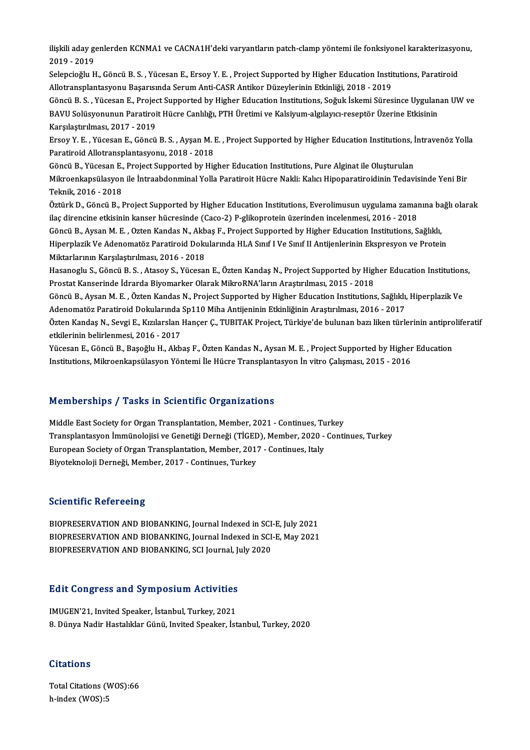ilişkili aday genlerden KCNMA1 ve CACNA1H'deki varyantların patch-clamp yöntemi ile fonksiyonel karakterizasyonu, 2019 - 2019

Selepcioğlu H., Göncü B. S. , Yücesan E., Ersoy Y. E. , Project Supported by Higher Education Institutions, Paratiroid Allotransplantasyonu Başarısında Serum Anti-CASR Antikor Düzeylerinin Etkinliği, 2018 - 2019

Göncü B. S. , Yücesan E., Project Supported by Higher Education Institutions, Soğuk İskemi Süresince Uygulanan UW ve BAVU Solüsyonunun Paratiroit Hücre Canlılığı, PTH Üretimi ve Kalsiyum-algılayıcı-reseptör Üzerine Etkisinin Karşılaştırılması, 2017 - 2019

Ersoy Y. E. , Yücesan E., Göncü B. S. , Ayşan M. E. , Project Supported by Higher Education Institutions, İntravenöz Yolla Paratiroid Allotransplantasyonu, 2018 - 2018

Göncü B., Yücesan E., Project Supported by Higher Education Institutions, Pure Alginat ile Oluşturulan Mikroenkapsülasyon ile İntraabdonminal Yolla Paratiroit Hücre Nakli: Kalıcı Hipoparatiroidinin Tedavisinde Yeni Bir Teknik, 2016 - 2018

Öztürk D., Göncü B., Project Supported by Higher Education Institutions, Everolimusun uygulama zamanına bağlı olarak ilaç direncine etkisinin kanser hücresinde (Caco-2) P-glikoprotein üzerinden incelenmesi, 2016 - 2018

Göncü B., Aysan M. E. , Ozten Kandas N., Akbaş F., Project Supported by Higher Education Institutions, Sağlıklı, Hiperplazik Ve Adenomatöz Paratiroid Dokularında HLA Sınıf I Ve Sınıf II Antijenlerinin Ekspresyon ve Protein Miktarlarının Karşılaştırılması, 2016 - 2018

Hasanoglu S., Göncü B. S. , Atasoy S., Yücesan E., Özten Kandaş N., Project Supported by Higher Education Institutions, Prostat Kanserinde İdrarda Biyomarker Olarak MikroRNA'ların Araştırılması, 2015 - 2018

Göncü B., Aysan M. E. , Özten Kandas N., Project Supported by Higher Education Institutions, Sağlıklı, Hiperplazik Ve Adenomatöz Paratiroid Dokularında Sp110 Miha Antijeninin Etkinliğinin Araştırılması, 2016 - 2017

Özten Kandaş N., Sevgi E., Kızılarslan Hançer Ç., TUBITAK Project, Türkiye'de bulunan bazı liken türlerinin antiproliferatif etkilerinin belirlenmesi, 2016 - 2017

Yücesan E., Göncü B., Başoğlu H., Akbaş F., Özten Kandas N., Aysan M. E. , Project Supported by Higher Education Institutions, Mikroenkapsülasyon Yöntemi İle Hücre Transplantasyon İn vitro Çalışması, 2015 - 2016

## Memberships / Tasks in Scientific Organizations

Middle East Society for Organ Transplantation, Member, 2021 - Continues, Turkey
Transplantasyon İmmünolojisi ve Genetiği Derneği (TİGED), Member, 2020 - Continues, Turkey
European Society of Organ Transplantation, Member, 2017 - Continues, Italy
Biyoteknoloji Derneği, Member, 2017 - Continues, Turkey

## Scientific Refereeing

BIOPRESERVATION AND BIOBANKING, Journal Indexed in SCI-E, July 2021
BIOPRESERVATION AND BIOBANKING, Journal Indexed in SCI-E, May 2021
BIOPRESERVATION AND BIOBANKING, SCI Journal, July 2020

## Edit Congress and Symposium Activities

IMUGEN'21, Invited Speaker, İstanbul, Turkey, 2021
8. Dünya Nadir Hastalıklar Günü, Invited Speaker, İstanbul, Turkey, 2020

## Citations

Total Citations (WOS):66
h-index (WOS):5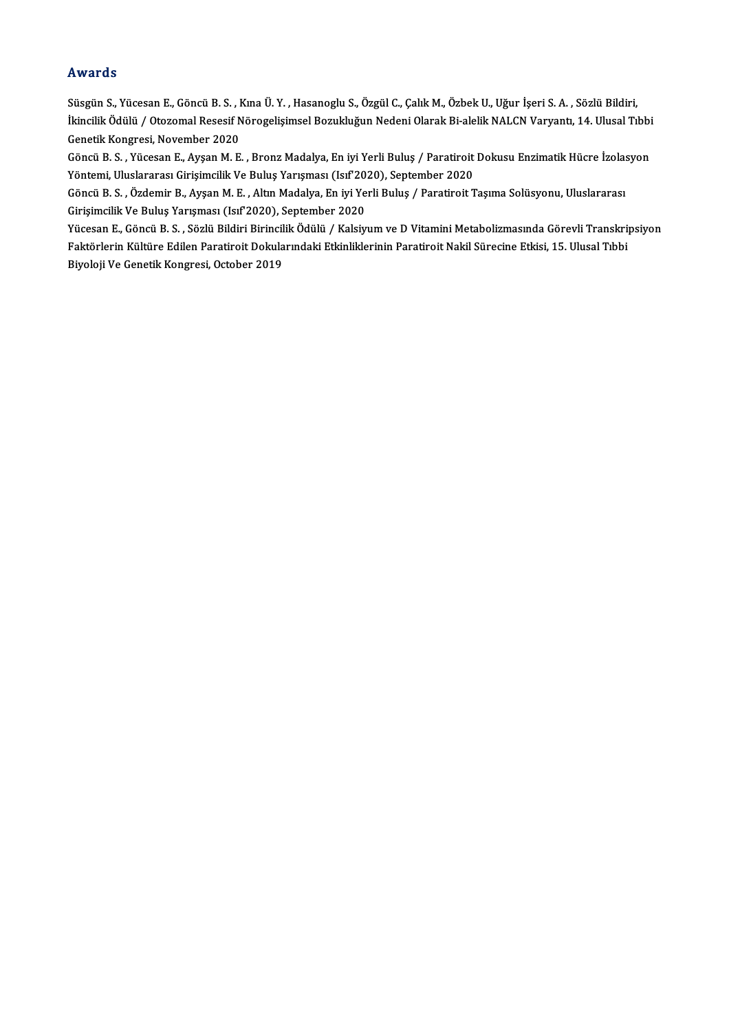## Awards

Süsgün S., Yücesan E., Göncü B. S. , Kına Ü. Y. , Hasanoglu S., Özgül C., Çalık M., Özbek U., Uğur İşeri S. A. , Sözlü Bildiri, İkincilik Ödülü / Otozomal Resesif Nörogelişimsel Bozukluğun Nedeni Olarak Bi-alelik NALCN Varyantı, 14. Ulusal Tıbbi Genetik Kongresi, November 2020

Göncü B. S. , Yücesan E., Ayşan M. E. , Bronz Madalya, En iyi Yerli Buluş / Paratiroit Dokusu Enzimatik Hücre İzolasyon Yöntemi, Uluslararası Girişimcilik Ve Buluş Yarışması (Isıf'2020), September 2020

Göncü B. S. , Özdemir B., Ayşan M. E. , Altın Madalya, En iyi Yerli Buluş / Paratiroit Taşıma Solüsyonu, Uluslararası Girişimcilik Ve Buluş Yarışması (Isıf'2020), September 2020

Yücesan E., Göncü B. S. , Sözlü Bildiri Birincilik Ödülü / Kalsiyum ve D Vitamini Metabolizmasında Görevli Transkripsiyon Faktörlerin Kültüre Edilen Paratiroit Dokularındaki Etkinliklerinin Paratiroit Nakil Sürecine Etkisi, 15. Ulusal Tıbbi Biyoloji Ve Genetik Kongresi, October 2019